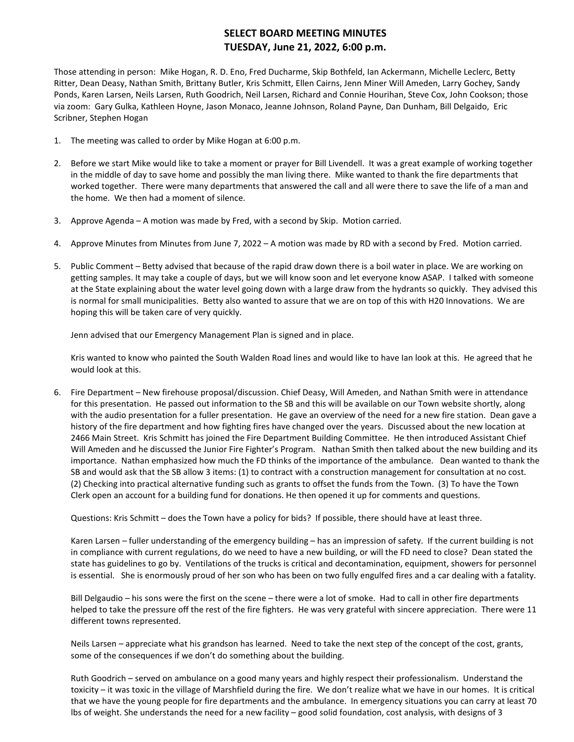**SELECT BOARD MEETING MINUTES**
**TUESDAY, June 21, 2022, 6:00 p.m.**

Those attending in person: Mike Hogan, R. D. Eno, Fred Ducharme, Skip Bothfeld, Ian Ackermann, Michelle Leclerc, Betty Ritter, Dean Deasy, Nathan Smith, Brittany Butler, Kris Schmitt, Ellen Cairns, Jenn Miner Will Ameden, Larry Gochey, Sandy Ponds, Karen Larsen, Neils Larsen, Ruth Goodrich, Neil Larsen, Richard and Connie Hourihan, Steve Cox, John Cookson; those via zoom: Gary Gulka, Kathleen Hoyne, Jason Monaco, Jeanne Johnson, Roland Payne, Dan Dunham, Bill Delgaido, Eric Scribner, Stephen Hogan

1. The meeting was called to order by Mike Hogan at 6:00 p.m.

2. Before we start Mike would like to take a moment or prayer for Bill Livendell. It was a great example of working together in the middle of day to save home and possibly the man living there. Mike wanted to thank the fire departments that worked together. There were many departments that answered the call and all were there to save the life of a man and the home. We then had a moment of silence.

3. Approve Agenda – A motion was made by Fred, with a second by Skip. Motion carried.

4. Approve Minutes from Minutes from June 7, 2022 – A motion was made by RD with a second by Fred. Motion carried.

5. Public Comment – Betty advised that because of the rapid draw down there is a boil water in place. We are working on getting samples. It may take a couple of days, but we will know soon and let everyone know ASAP. I talked with someone at the State explaining about the water level going down with a large draw from the hydrants so quickly. They advised this is normal for small municipalities. Betty also wanted to assure that we are on top of this with H20 Innovations. We are hoping this will be taken care of very quickly.

   Jenn advised that our Emergency Management Plan is signed and in place.

   Kris wanted to know who painted the South Walden Road lines and would like to have Ian look at this. He agreed that he would look at this.

6. Fire Department – New firehouse proposal/discussion. Chief Deasy, Will Ameden, and Nathan Smith were in attendance for this presentation. He passed out information to the SB and this will be available on our Town website shortly, along with the audio presentation for a fuller presentation. He gave an overview of the need for a new fire station. Dean gave a history of the fire department and how fighting fires have changed over the years. Discussed about the new location at 2466 Main Street. Kris Schmitt has joined the Fire Department Building Committee. He then introduced Assistant Chief Will Ameden and he discussed the Junior Fire Fighter's Program. Nathan Smith then talked about the new building and its importance. Nathan emphasized how much the FD thinks of the importance of the ambulance. Dean wanted to thank the SB and would ask that the SB allow 3 items: (1) to contract with a construction management for consultation at no cost. (2) Checking into practical alternative funding such as grants to offset the funds from the Town. (3) To have the Town Clerk open an account for a building fund for donations. He then opened it up for comments and questions.

   Questions: Kris Schmitt – does the Town have a policy for bids? If possible, there should have at least three.

   Karen Larsen – fuller understanding of the emergency building – has an impression of safety. If the current building is not in compliance with current regulations, do we need to have a new building, or will the FD need to close? Dean stated the state has guidelines to go by. Ventilations of the trucks is critical and decontamination, equipment, showers for personnel is essential. She is enormously proud of her son who has been on two fully engulfed fires and a car dealing with a fatality.

   Bill Delgaudio – his sons were the first on the scene – there were a lot of smoke. Had to call in other fire departments helped to take the pressure off the rest of the fire fighters. He was very grateful with sincere appreciation. There were 11 different towns represented.

   Neils Larsen – appreciate what his grandson has learned. Need to take the next step of the concept of the cost, grants, some of the consequences if we don't do something about the building.

   Ruth Goodrich – served on ambulance on a good many years and highly respect their professionalism. Understand the toxicity – it was toxic in the village of Marshfield during the fire. We don't realize what we have in our homes. It is critical that we have the young people for fire departments and the ambulance. In emergency situations you can carry at least 70 lbs of weight. She understands the need for a new facility – good solid foundation, cost analysis, with designs of 3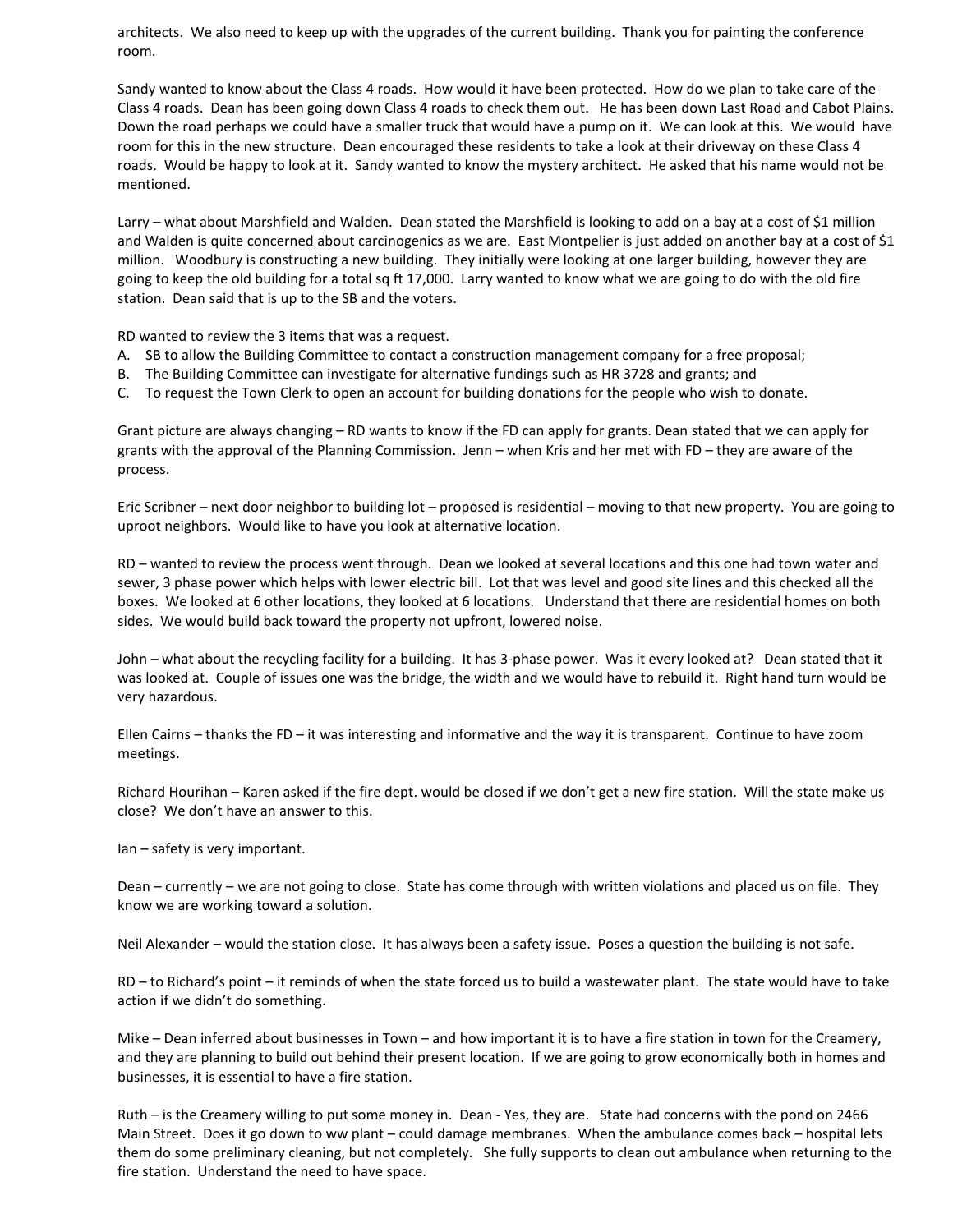architects. We also need to keep up with the upgrades of the current building. Thank you for painting the conference room.

Sandy wanted to know about the Class 4 roads. How would it have been protected. How do we plan to take care of the Class 4 roads. Dean has been going down Class 4 roads to check them out. He has been down Last Road and Cabot Plains. Down the road perhaps we could have a smaller truck that would have a pump on it. We can look at this. We would have room for this in the new structure. Dean encouraged these residents to take a look at their driveway on these Class 4 roads. Would be happy to look at it. Sandy wanted to know the mystery architect. He asked that his name would not be mentioned.

Larry – what about Marshfield and Walden. Dean stated the Marshfield is looking to add on a bay at a cost of $1 million and Walden is quite concerned about carcinogenics as we are. East Montpelier is just added on another bay at a cost of $1 million. Woodbury is constructing a new building. They initially were looking at one larger building, however they are going to keep the old building for a total sq ft 17,000. Larry wanted to know what we are going to do with the old fire station. Dean said that is up to the SB and the voters.

RD wanted to review the 3 items that was a request.

A. SB to allow the Building Committee to contact a construction management company for a free proposal;
B. The Building Committee can investigate for alternative fundings such as HR 3728 and grants; and
C. To request the Town Clerk to open an account for building donations for the people who wish to donate.

Grant picture are always changing – RD wants to know if the FD can apply for grants. Dean stated that we can apply for grants with the approval of the Planning Commission. Jenn – when Kris and her met with FD – they are aware of the process.

Eric Scribner – next door neighbor to building lot – proposed is residential – moving to that new property. You are going to uproot neighbors. Would like to have you look at alternative location.

RD – wanted to review the process went through. Dean we looked at several locations and this one had town water and sewer, 3 phase power which helps with lower electric bill. Lot that was level and good site lines and this checked all the boxes. We looked at 6 other locations, they looked at 6 locations. Understand that there are residential homes on both sides. We would build back toward the property not upfront, lowered noise.

John – what about the recycling facility for a building. It has 3-phase power. Was it every looked at? Dean stated that it was looked at. Couple of issues one was the bridge, the width and we would have to rebuild it. Right hand turn would be very hazardous.

Ellen Cairns – thanks the FD – it was interesting and informative and the way it is transparent. Continue to have zoom meetings.

Richard Hourihan – Karen asked if the fire dept. would be closed if we don't get a new fire station. Will the state make us close? We don't have an answer to this.

Ian – safety is very important.

Dean – currently – we are not going to close. State has come through with written violations and placed us on file. They know we are working toward a solution.

Neil Alexander – would the station close. It has always been a safety issue. Poses a question the building is not safe.

RD – to Richard's point – it reminds of when the state forced us to build a wastewater plant. The state would have to take action if we didn't do something.

Mike – Dean inferred about businesses in Town – and how important it is to have a fire station in town for the Creamery, and they are planning to build out behind their present location. If we are going to grow economically both in homes and businesses, it is essential to have a fire station.

Ruth – is the Creamery willing to put some money in. Dean - Yes, they are. State had concerns with the pond on 2466 Main Street. Does it go down to ww plant – could damage membranes. When the ambulance comes back – hospital lets them do some preliminary cleaning, but not completely. She fully supports to clean out ambulance when returning to the fire station. Understand the need to have space.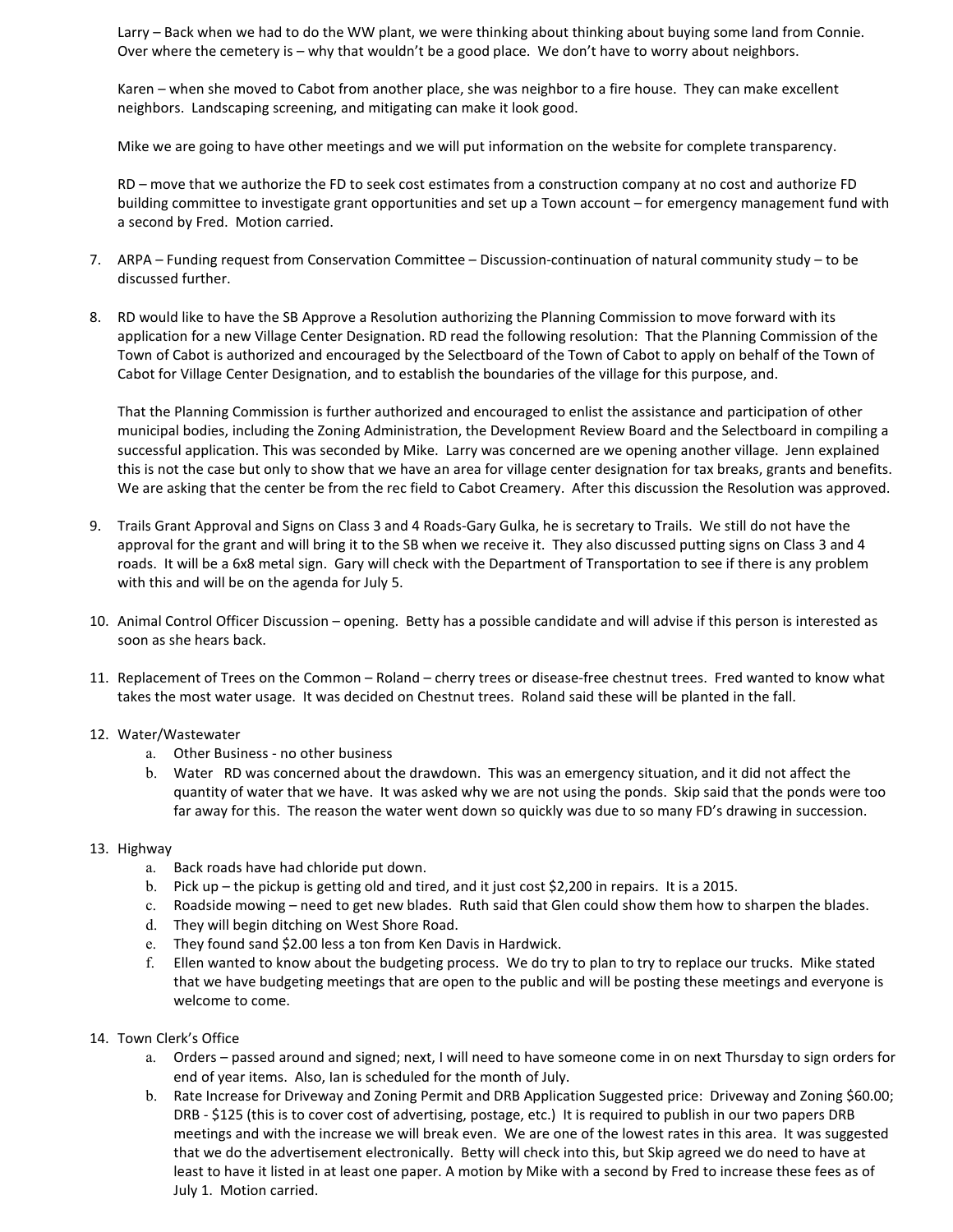Larry – Back when we had to do the WW plant, we were thinking about thinking about buying some land from Connie. Over where the cemetery is – why that wouldn't be a good place. We don't have to worry about neighbors.

Karen – when she moved to Cabot from another place, she was neighbor to a fire house. They can make excellent neighbors. Landscaping screening, and mitigating can make it look good.

Mike we are going to have other meetings and we will put information on the website for complete transparency.

RD – move that we authorize the FD to seek cost estimates from a construction company at no cost and authorize FD building committee to investigate grant opportunities and set up a Town account – for emergency management fund with a second by Fred. Motion carried.

7. ARPA – Funding request from Conservation Committee – Discussion-continuation of natural community study – to be discussed further.

8. RD would like to have the SB Approve a Resolution authorizing the Planning Commission to move forward with its application for a new Village Center Designation. RD read the following resolution: That the Planning Commission of the Town of Cabot is authorized and encouraged by the Selectboard of the Town of Cabot to apply on behalf of the Town of Cabot for Village Center Designation, and to establish the boundaries of the village for this purpose, and.

   That the Planning Commission is further authorized and encouraged to enlist the assistance and participation of other municipal bodies, including the Zoning Administration, the Development Review Board and the Selectboard in compiling a successful application. This was seconded by Mike. Larry was concerned are we opening another village. Jenn explained this is not the case but only to show that we have an area for village center designation for tax breaks, grants and benefits. We are asking that the center be from the rec field to Cabot Creamery. After this discussion the Resolution was approved.

9. Trails Grant Approval and Signs on Class 3 and 4 Roads-Gary Gulka, he is secretary to Trails. We still do not have the approval for the grant and will bring it to the SB when we receive it. They also discussed putting signs on Class 3 and 4 roads. It will be a 6x8 metal sign. Gary will check with the Department of Transportation to see if there is any problem with this and will be on the agenda for July 5.

10. Animal Control Officer Discussion – opening. Betty has a possible candidate and will advise if this person is interested as soon as she hears back.

11. Replacement of Trees on the Common – Roland – cherry trees or disease-free chestnut trees. Fred wanted to know what takes the most water usage. It was decided on Chestnut trees. Roland said these will be planted in the fall.

12. Water/Wastewater
    a. Other Business - no other business
    b. Water RD was concerned about the drawdown. This was an emergency situation, and it did not affect the quantity of water that we have. It was asked why we are not using the ponds. Skip said that the ponds were too far away for this. The reason the water went down so quickly was due to so many FD's drawing in succession.

13. Highway
    a. Back roads have had chloride put down.
    b. Pick up – the pickup is getting old and tired, and it just cost $2,200 in repairs. It is a 2015.
    c. Roadside mowing – need to get new blades. Ruth said that Glen could show them how to sharpen the blades.
    d. They will begin ditching on West Shore Road.
    e. They found sand $2.00 less a ton from Ken Davis in Hardwick.
    f. Ellen wanted to know about the budgeting process. We do try to plan to try to replace our trucks. Mike stated that we have budgeting meetings that are open to the public and will be posting these meetings and everyone is welcome to come.

14. Town Clerk's Office
    a. Orders – passed around and signed; next, I will need to have someone come in on next Thursday to sign orders for end of year items. Also, Ian is scheduled for the month of July.
    b. Rate Increase for Driveway and Zoning Permit and DRB Application Suggested price: Driveway and Zoning $60.00; DRB - $125 (this is to cover cost of advertising, postage, etc.) It is required to publish in our two papers DRB meetings and with the increase we will break even. We are one of the lowest rates in this area. It was suggested that we do the advertisement electronically. Betty will check into this, but Skip agreed we do need to have at least to have it listed in at least one paper. A motion by Mike with a second by Fred to increase these fees as of July 1. Motion carried.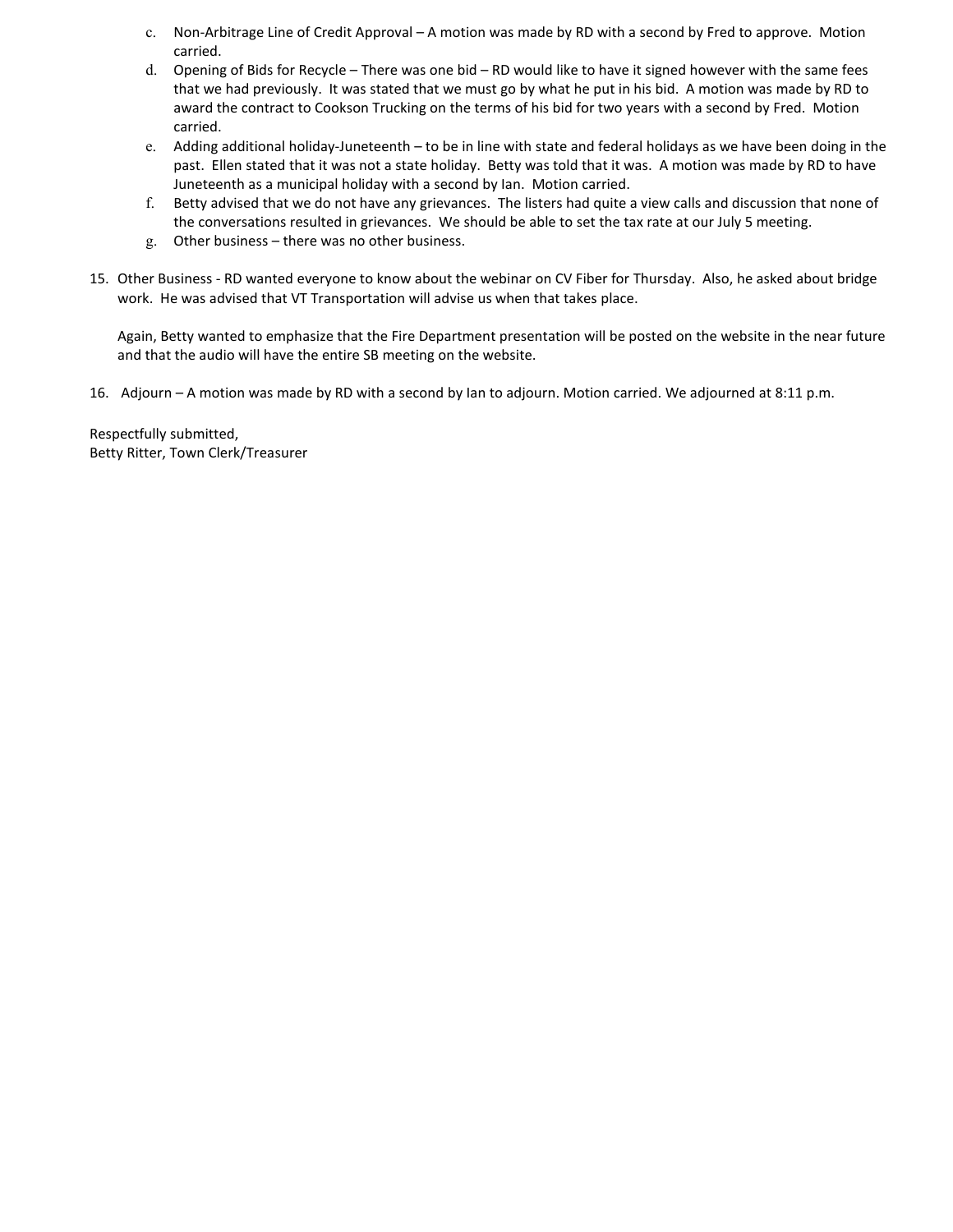c. Non-Arbitrage Line of Credit Approval – A motion was made by RD with a second by Fred to approve. Motion carried.
d. Opening of Bids for Recycle – There was one bid – RD would like to have it signed however with the same fees that we had previously. It was stated that we must go by what he put in his bid. A motion was made by RD to award the contract to Cookson Trucking on the terms of his bid for two years with a second by Fred. Motion carried.
e. Adding additional holiday-Juneteenth – to be in line with state and federal holidays as we have been doing in the past. Ellen stated that it was not a state holiday. Betty was told that it was. A motion was made by RD to have Juneteenth as a municipal holiday with a second by Ian. Motion carried.
f. Betty advised that we do not have any grievances. The listers had quite a view calls and discussion that none of the conversations resulted in grievances. We should be able to set the tax rate at our July 5 meeting.
g. Other business – there was no other business.

15. Other Business - RD wanted everyone to know about the webinar on CV Fiber for Thursday. Also, he asked about bridge work. He was advised that VT Transportation will advise us when that takes place.

    Again, Betty wanted to emphasize that the Fire Department presentation will be posted on the website in the near future and that the audio will have the entire SB meeting on the website.

16. Adjourn – A motion was made by RD with a second by Ian to adjourn. Motion carried. We adjourned at 8:11 p.m.

Respectfully submitted,
Betty Ritter, Town Clerk/Treasurer